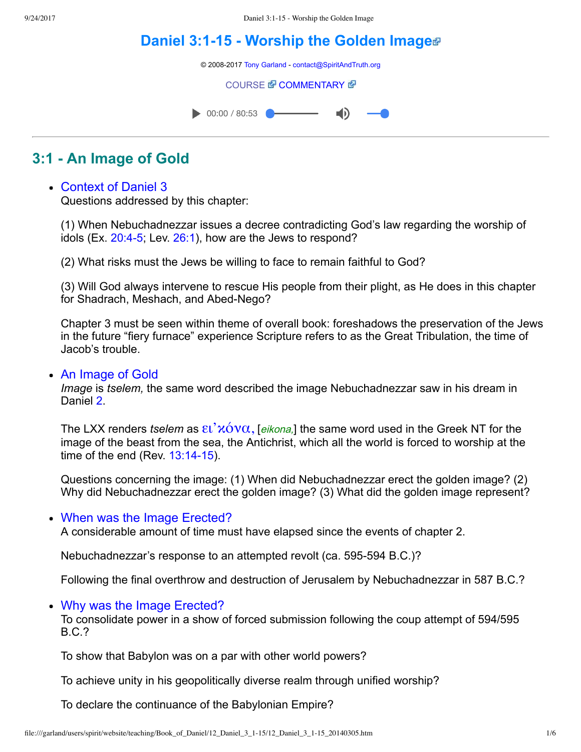# Daniel 3:1-15 - Worship the Golden Image

© 2008-2017 Tony Garland - contact@SpiritAndTruth.org

COURSE COMMENTARY

## 3:1 - An Image of Gold

- Context of Daniel 3
  Questions addressed by this chapter:

  (1) When Nebuchadnezzar issues a decree contradicting God's law regarding the worship of idols (Ex. 20:4-5; Lev. 26:1), how are the Jews to respond?

  (2) What risks must the Jews be willing to face to remain faithful to God?

  (3) Will God always intervene to rescue His people from their plight, as He does in this chapter for Shadrach, Meshach, and Abed-Nego?

  Chapter 3 must be seen within theme of overall book: foreshadows the preservation of the Jews in the future "fiery furnace" experience Scripture refers to as the Great Tribulation, the time of Jacob's trouble.

- An Image of Gold
  *Image* is *tselem,* the same word described the image Nebuchadnezzar saw in his dream in Daniel 2.

  The LXX renders *tselem* as εἰκόνα, [*eikona,*] the same word used in the Greek NT for the image of the beast from the sea, the Antichrist, which all the world is forced to worship at the time of the end (Rev. 13:14-15).

  Questions concerning the image: (1) When did Nebuchadnezzar erect the golden image? (2) Why did Nebuchadnezzar erect the golden image? (3) What did the golden image represent?

- When was the Image Erected?
  A considerable amount of time must have elapsed since the events of chapter 2.

  Nebuchadnezzar's response to an attempted revolt (ca. 595-594 B.C.)?

  Following the final overthrow and destruction of Jerusalem by Nebuchadnezzar in 587 B.C.?

- Why was the Image Erected?
  To consolidate power in a show of forced submission following the coup attempt of 594/595 B.C.?

  To show that Babylon was on a par with other world powers?

  To achieve unity in his geopolitically diverse realm through unified worship?

  To declare the continuance of the Babylonian Empire?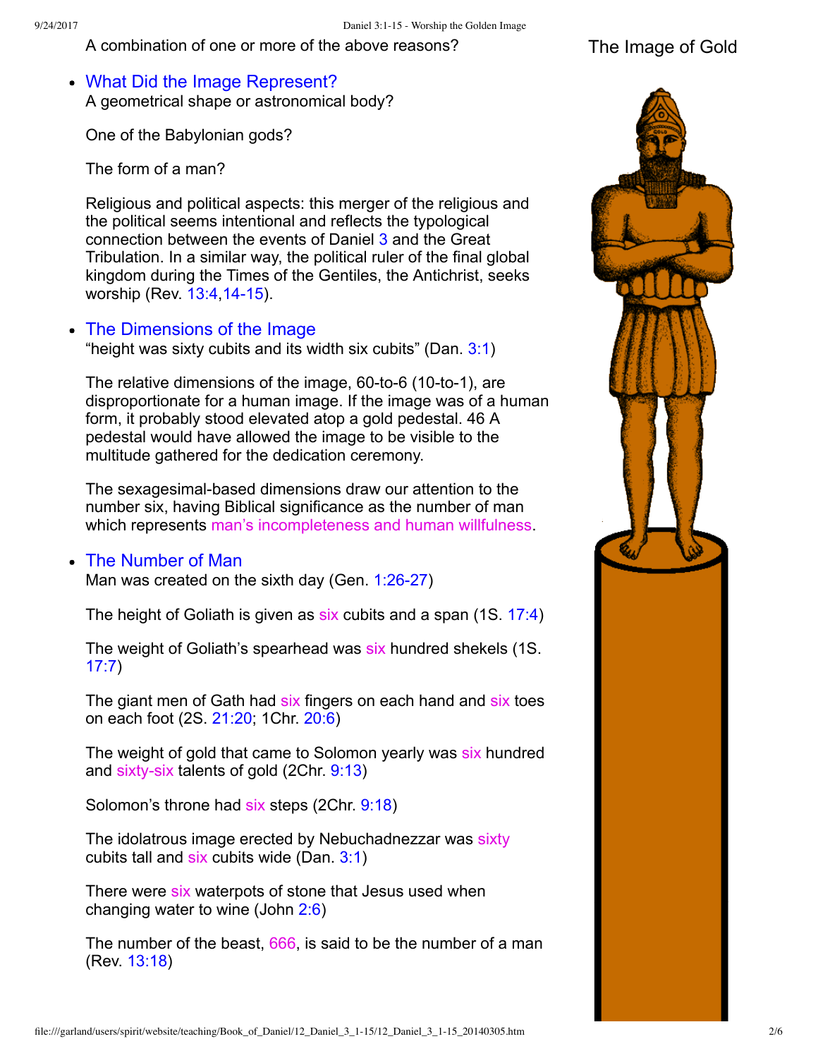A combination of one or more of the above reasons?

- **What Did the Image Represent?**
  A geometrical shape or astronomical body?

  One of the Babylonian gods?

  The form of a man?

  Religious and political aspects: this merger of the religious and the political seems intentional and reflects the typological connection between the events of Daniel 3 and the Great Tribulation. In a similar way, the political ruler of the final global kingdom during the Times of the Gentiles, the Antichrist, seeks worship (Rev. 13:4,14-15).

- **The Dimensions of the Image**
  "height was sixty cubits and its width six cubits" (Dan. 3:1)

  The relative dimensions of the image, 60-to-6 (10-to-1), are disproportionate for a human image. If the image was of a human form, it probably stood elevated atop a gold pedestal. 46 A pedestal would have allowed the image to be visible to the multitude gathered for the dedication ceremony.

  The sexagesimal-based dimensions draw our attention to the number six, having Biblical significance as the number of man which represents man's incompleteness and human willfulness.

- **The Number of Man**
  Man was created on the sixth day (Gen. 1:26-27)

  The height of Goliath is given as six cubits and a span (1S. 17:4)

  The weight of Goliath's spearhead was six hundred shekels (1S. 17:7)

  The giant men of Gath had six fingers on each hand and six toes on each foot (2S. 21:20; 1Chr. 20:6)

  The weight of gold that came to Solomon yearly was six hundred and sixty-six talents of gold (2Chr. 9:13)

  Solomon's throne had six steps (2Chr. 9:18)

  The idolatrous image erected by Nebuchadnezzar was sixty cubits tall and six cubits wide (Dan. 3:1)

  There were six waterpots of stone that Jesus used when changing water to wine (John 2:6)

  The number of the beast, 666, is said to be the number of a man (Rev. 13:18)

The Image of Gold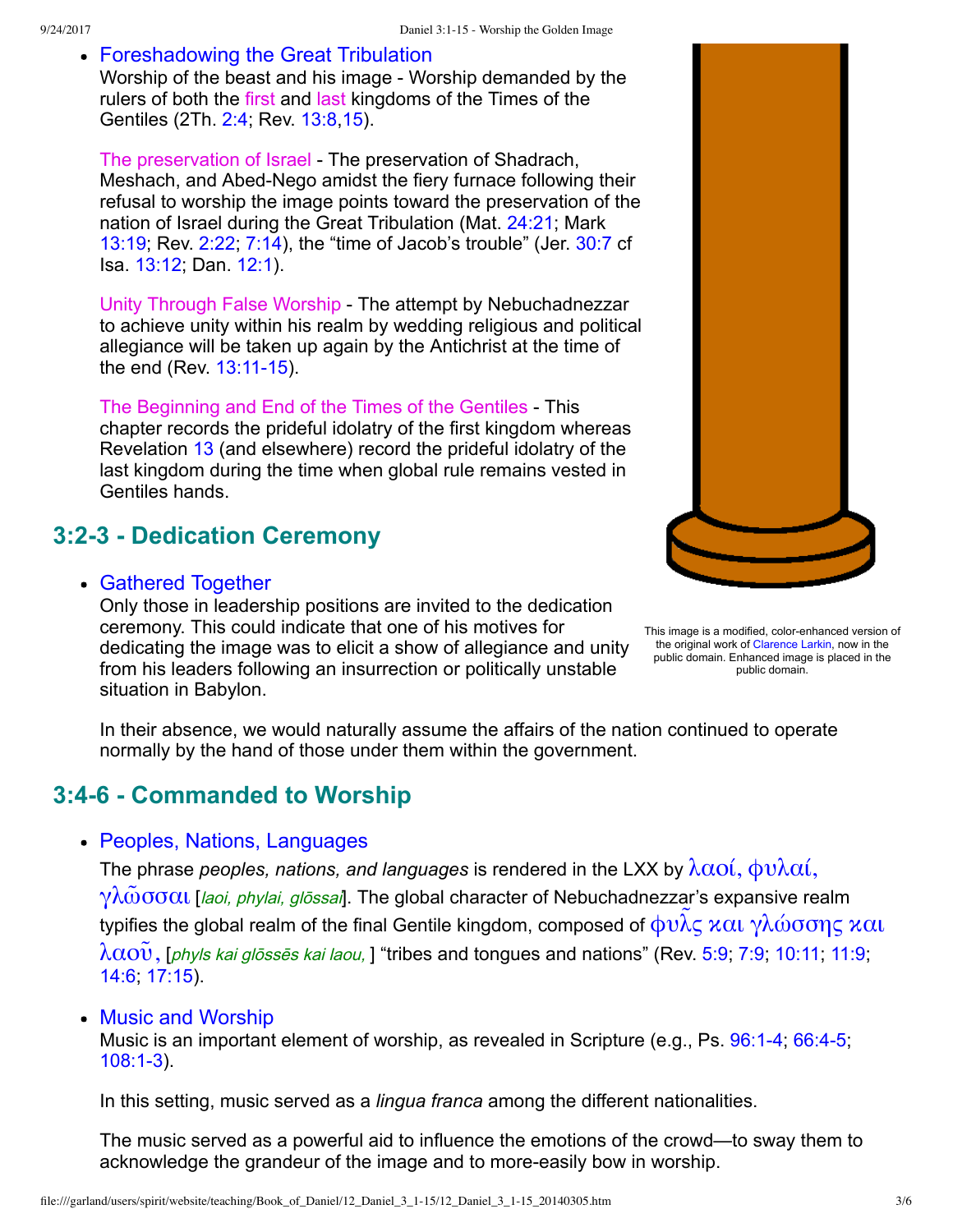- Foreshadowing the Great Tribulation

  Worship of the beast and his image - Worship demanded by the rulers of both the first and last kingdoms of the Times of the Gentiles (2Th. 2:4; Rev. 13:8,15).

  The preservation of Israel - The preservation of Shadrach, Meshach, and Abed-Nego amidst the fiery furnace following their refusal to worship the image points toward the preservation of the nation of Israel during the Great Tribulation (Mat. 24:21; Mark 13:19; Rev. 2:22; 7:14), the "time of Jacob's trouble" (Jer. 30:7 cf Isa. 13:12; Dan. 12:1).

  Unity Through False Worship - The attempt by Nebuchadnezzar to achieve unity within his realm by wedding religious and political allegiance will be taken up again by the Antichrist at the time of the end (Rev. 13:11-15).

  The Beginning and End of the Times of the Gentiles - This chapter records the prideful idolatry of the first kingdom whereas Revelation 13 (and elsewhere) record the prideful idolatry of the last kingdom during the time when global rule remains vested in Gentiles hands.

This image is a modified, color-enhanced version of the original work of Clarence Larkin, now in the public domain. Enhanced image is placed in the public domain.

## 3:2-3 - Dedication Ceremony

- Gathered Together

  Only those in leadership positions are invited to the dedication ceremony. This could indicate that one of his motives for dedicating the image was to elicit a show of allegiance and unity from his leaders following an insurrection or politically unstable situation in Babylon.

  In their absence, we would naturally assume the affairs of the nation continued to operate normally by the hand of those under them within the government.

## 3:4-6 - Commanded to Worship

- Peoples, Nations, Languages

  The phrase *peoples, nations, and languages* is rendered in the LXX by λαοί, φυλαί, γλῶσσαι [*laoi, phylai, glōssai*]. The global character of Nebuchadnezzar's expansive realm typifies the global realm of the final Gentile kingdom, composed of φυλῆς καὶ γλώσσης καὶ λαοῦ, [*phyls kai glōssēs kai laou,* ] "tribes and tongues and nations" (Rev. 5:9; 7:9; 10:11; 11:9; 14:6; 17:15).

- Music and Worship

  Music is an important element of worship, as revealed in Scripture (e.g., Ps. 96:1-4; 66:4-5; 108:1-3).

  In this setting, music served as a *lingua franca* among the different nationalities.

  The music served as a powerful aid to influence the emotions of the crowd—to sway them to acknowledge the grandeur of the image and to more-easily bow in worship.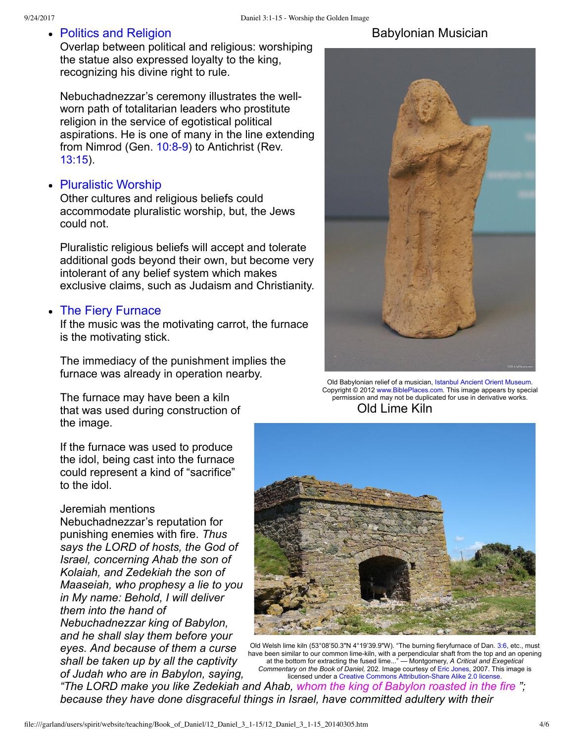- Politics and Religion
  Overlap between political and religious: worshiping the statue also expressed loyalty to the king, recognizing his divine right to rule.

  Nebuchadnezzar's ceremony illustrates the well-worn path of totalitarian leaders who prostitute religion in the service of egotistical political aspirations. He is one of many in the line extending from Nimrod (Gen. 10:8-9) to Antichrist (Rev. 13:15).

- Pluralistic Worship
  Other cultures and religious beliefs could accommodate pluralistic worship, but, the Jews could not.

  Pluralistic religious beliefs will accept and tolerate additional gods beyond their own, but become very intolerant of any belief system which makes exclusive claims, such as Judaism and Christianity.

- The Fiery Furnace
  If the music was the motivating carrot, the furnace is the motivating stick.

  The immediacy of the punishment implies the furnace was already in operation nearby.

  The furnace may have been a kiln that was used during construction of the image.

  If the furnace was used to produce the idol, being cast into the furnace could represent a kind of "sacrifice" to the idol.

  Jeremiah mentions Nebuchadnezzar's reputation for punishing enemies with fire. *Thus says the LORD of hosts, the God of Israel, concerning Ahab the son of Kolaiah, and Zedekiah the son of Maaseiah, who prophesy a lie to you in My name: Behold, I will deliver them into the hand of Nebuchadnezzar king of Babylon, and he shall slay them before your eyes. And because of them a curse shall be taken up by all the captivity of Judah who are in Babylon, saying, "The LORD make you like Zedekiah and Ahab, whom the king of Babylon roasted in the fire"; because they have done disgraceful things in Israel, have committed adultery with their*

Babylonian Musician

Old Babylonian relief of a musician, Istanbul Ancient Orient Museum. Copyright © 2012 www.BiblePlaces.com. This image appears by special permission and may not be duplicated for use in derivative works.

Old Lime Kiln

Old Welsh lime kiln (53°08'50.3"N 4°19'39.9"W). "The burning fieryfurnace of Dan. 3:6, etc., must have been similar to our common lime-kiln, with a perpendicular shaft from the top and an opening at the bottom for extracting the fused lime..." — Montgomery, *A Critical and Exegetical Commentary on the Book of Daniel,* 202. Image courtesy of Eric Jones, 2007. This image is licensed under a Creative Commons Attribution-Share Alike 2.0 license.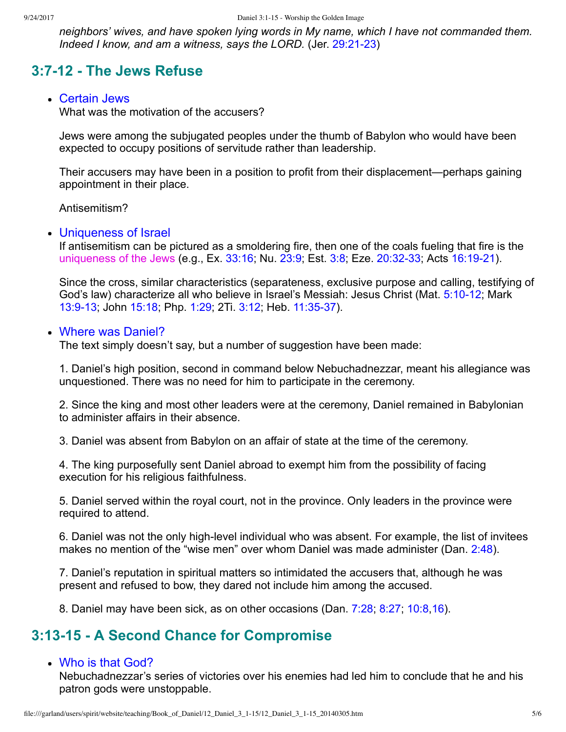*neighbors' wives, and have spoken lying words in My name, which I have not commanded them. Indeed I know, and am a witness, says the LORD.* (Jer. 29:21-23)

## 3:7-12 - The Jews Refuse

- Certain Jews
  What was the motivation of the accusers?

  Jews were among the subjugated peoples under the thumb of Babylon who would have been expected to occupy positions of servitude rather than leadership.

  Their accusers may have been in a position to profit from their displacement—perhaps gaining appointment in their place.

  Antisemitism?

- Uniqueness of Israel
  If antisemitism can be pictured as a smoldering fire, then one of the coals fueling that fire is the uniqueness of the Jews (e.g., Ex. 33:16; Nu. 23:9; Est. 3:8; Eze. 20:32-33; Acts 16:19-21).

  Since the cross, similar characteristics (separateness, exclusive purpose and calling, testifying of God's law) characterize all who believe in Israel's Messiah: Jesus Christ (Mat. 5:10-12; Mark 13:9-13; John 15:18; Php. 1:29; 2Ti. 3:12; Heb. 11:35-37).

- Where was Daniel?
  The text simply doesn't say, but a number of suggestion have been made:

  1. Daniel's high position, second in command below Nebuchadnezzar, meant his allegiance was unquestioned. There was no need for him to participate in the ceremony.

  2. Since the king and most other leaders were at the ceremony, Daniel remained in Babylonian to administer affairs in their absence.

  3. Daniel was absent from Babylon on an affair of state at the time of the ceremony.

  4. The king purposefully sent Daniel abroad to exempt him from the possibility of facing execution for his religious faithfulness.

  5. Daniel served within the royal court, not in the province. Only leaders in the province were required to attend.

  6. Daniel was not the only high-level individual who was absent. For example, the list of invitees makes no mention of the "wise men" over whom Daniel was made administer (Dan. 2:48).

  7. Daniel's reputation in spiritual matters so intimidated the accusers that, although he was present and refused to bow, they dared not include him among the accused.

  8. Daniel may have been sick, as on other occasions (Dan. 7:28; 8:27; 10:8,16).

## 3:13-15 - A Second Chance for Compromise

- Who is that God?
  Nebuchadnezzar's series of victories over his enemies had led him to conclude that he and his patron gods were unstoppable.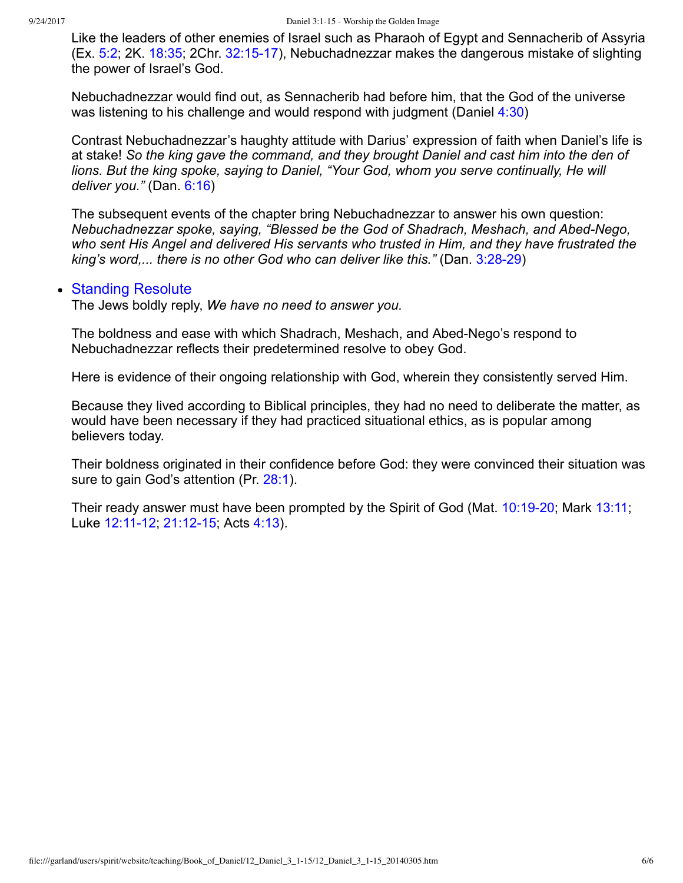Like the leaders of other enemies of Israel such as Pharaoh of Egypt and Sennacherib of Assyria (Ex. 5:2; 2K. 18:35; 2Chr. 32:15-17), Nebuchadnezzar makes the dangerous mistake of slighting the power of Israel's God.

Nebuchadnezzar would find out, as Sennacherib had before him, that the God of the universe was listening to his challenge and would respond with judgment (Daniel 4:30)

Contrast Nebuchadnezzar's haughty attitude with Darius' expression of faith when Daniel's life is at stake! *So the king gave the command, and they brought Daniel and cast him into the den of lions. But the king spoke, saying to Daniel, "Your God, whom you serve continually, He will deliver you."* (Dan. 6:16)

The subsequent events of the chapter bring Nebuchadnezzar to answer his own question: *Nebuchadnezzar spoke, saying, "Blessed be the God of Shadrach, Meshach, and Abed-Nego, who sent His Angel and delivered His servants who trusted in Him, and they have frustrated the king's word,... there is no other God who can deliver like this."* (Dan. 3:28-29)

- Standing Resolute

  The Jews boldly reply, *We have no need to answer you.*

  The boldness and ease with which Shadrach, Meshach, and Abed-Nego's respond to Nebuchadnezzar reflects their predetermined resolve to obey God.

  Here is evidence of their ongoing relationship with God, wherein they consistently served Him.

  Because they lived according to Biblical principles, they had no need to deliberate the matter, as would have been necessary if they had practiced situational ethics, as is popular among believers today.

  Their boldness originated in their confidence before God: they were convinced their situation was sure to gain God's attention (Pr. 28:1).

  Their ready answer must have been prompted by the Spirit of God (Mat. 10:19-20; Mark 13:11; Luke 12:11-12; 21:12-15; Acts 4:13).